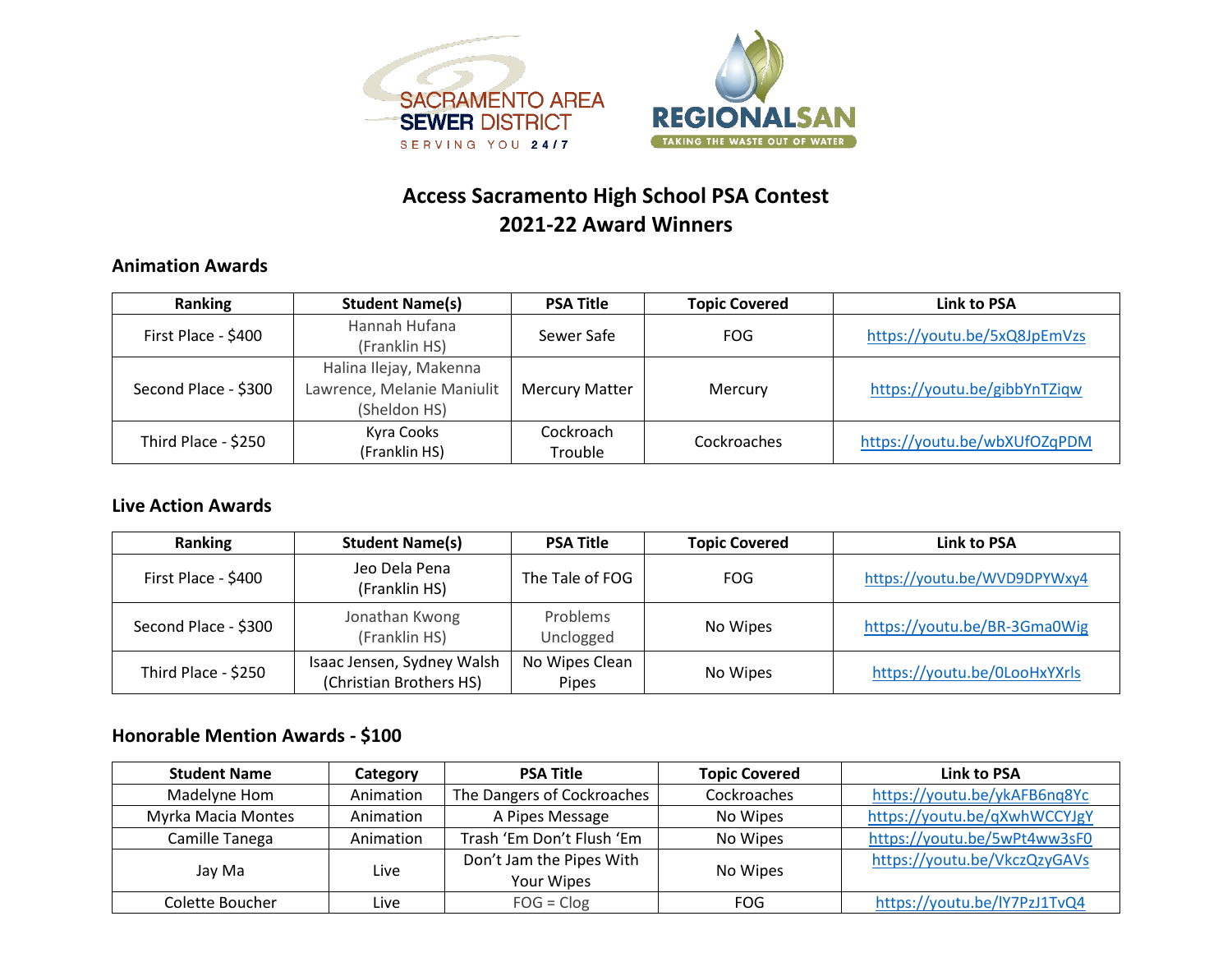SACRAMENTO AREA SEWER DISTRICT
SERVING YOU 24/7

REGIONALSAN
TAKING THE WASTE OUT OF WATER

# Access Sacramento High School PSA Contest
# 2021-22 Award Winners

## Animation Awards

| Ranking | Student Name(s) | PSA Title | Topic Covered | Link to PSA |
|---|---|---|---|---|
| First Place - $400 | Hannah Hufana (Franklin HS) | Sewer Safe | FOG | https://youtu.be/5xQ8JpEmVzs |
| Second Place - $300 | Halina Ilejay, Makenna Lawrence, Melanie Maniulit (Sheldon HS) | Mercury Matter | Mercury | https://youtu.be/gibbYnTZiqw |
| Third Place - $250 | Kyra Cooks (Franklin HS) | Cockroach Trouble | Cockroaches | https://youtu.be/wbXUfOZqPDM |

## Live Action Awards

| Ranking | Student Name(s) | PSA Title | Topic Covered | Link to PSA |
|---|---|---|---|---|
| First Place - $400 | Jeo Dela Pena (Franklin HS) | The Tale of FOG | FOG | https://youtu.be/WVD9DPYWxy4 |
| Second Place - $300 | Jonathan Kwong (Franklin HS) | Problems Unclogged | No Wipes | https://youtu.be/BR-3Gma0Wig |
| Third Place - $250 | Isaac Jensen, Sydney Walsh (Christian Brothers HS) | No Wipes Clean Pipes | No Wipes | https://youtu.be/0LooHxYXrls |

## Honorable Mention Awards - $100

| Student Name | Category | PSA Title | Topic Covered | Link to PSA |
|---|---|---|---|---|
| Madelyne Hom | Animation | The Dangers of Cockroaches | Cockroaches | https://youtu.be/ykAFB6nq8Yc |
| Myrka Macia Montes | Animation | A Pipes Message | No Wipes | https://youtu.be/qXwhWCCYJgY |
| Camille Tanega | Animation | Trash 'Em Don't Flush 'Em | No Wipes | https://youtu.be/5wPt4ww3sF0 |
| Jay Ma | Live | Don't Jam the Pipes With Your Wipes | No Wipes | https://youtu.be/VkczQzyGAVs |
| Colette Boucher | Live | FOG = Clog | FOG | https://youtu.be/lY7PzJ1TvQ4 |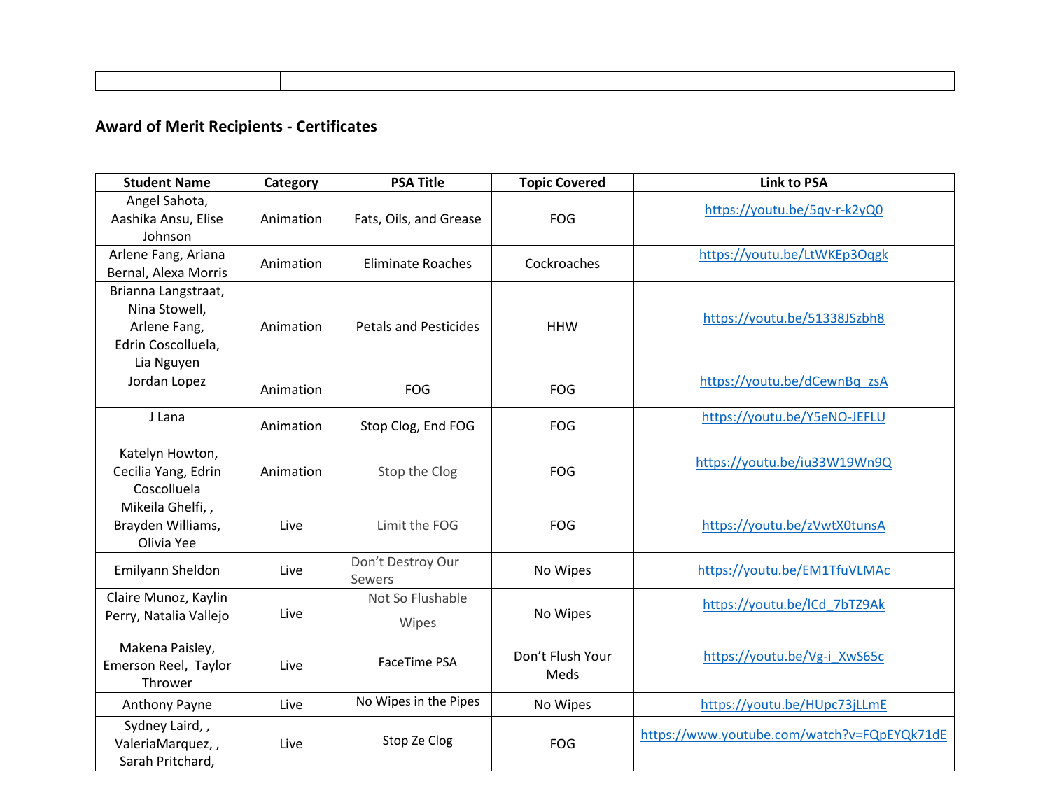| | | | | |
|---|---|---|---|---|
| | | | | |

## Award of Merit Recipients - Certificates

| Student Name | Category | PSA Title | Topic Covered | Link to PSA |
|---|---|---|---|---|
| Angel Sahota, Aashika Ansu, Elise Johnson | Animation | Fats, Oils, and Grease | FOG | https://youtu.be/5qv-r-k2yQ0 |
| Arlene Fang, Ariana Bernal, Alexa Morris | Animation | Eliminate Roaches | Cockroaches | https://youtu.be/LtWKEp3Oqgk |
| Brianna Langstraat, Nina Stowell, Arlene Fang, Edrin Coscolluela, Lia Nguyen | Animation | Petals and Pesticides | HHW | https://youtu.be/51338JSzbh8 |
| Jordan Lopez | Animation | FOG | FOG | https://youtu.be/dCewnBq_zsA |
| J Lana | Animation | Stop Clog, End FOG | FOG | https://youtu.be/Y5eNO-JEFLU |
| Katelyn Howton, Cecilia Yang, Edrin Coscolluela | Animation | Stop the Clog | FOG | https://youtu.be/iu33W19Wn9Q |
| Mikeila Ghelfi, , Brayden Williams, Olivia Yee | Live | Limit the FOG | FOG | https://youtu.be/zVwtX0tunsA |
| Emilyann Sheldon | Live | Don't Destroy Our Sewers | No Wipes | https://youtu.be/EM1TfuVLMAc |
| Claire Munoz, Kaylin Perry, Natalia Vallejo | Live | Not So Flushable Wipes | No Wipes | https://youtu.be/lCd_7bTZ9Ak |
| Makena Paisley, Emerson Reel, Taylor Thrower | Live | FaceTime PSA | Don't Flush Your Meds | https://youtu.be/Vg-i_XwS65c |
| Anthony Payne | Live | No Wipes in the Pipes | No Wipes | https://youtu.be/HUpc73jLLmE |
| Sydney Laird, , ValeriaMarquez, , Sarah Pritchard, | Live | Stop Ze Clog | FOG | https://www.youtube.com/watch?v=FQpEYQk71dE |